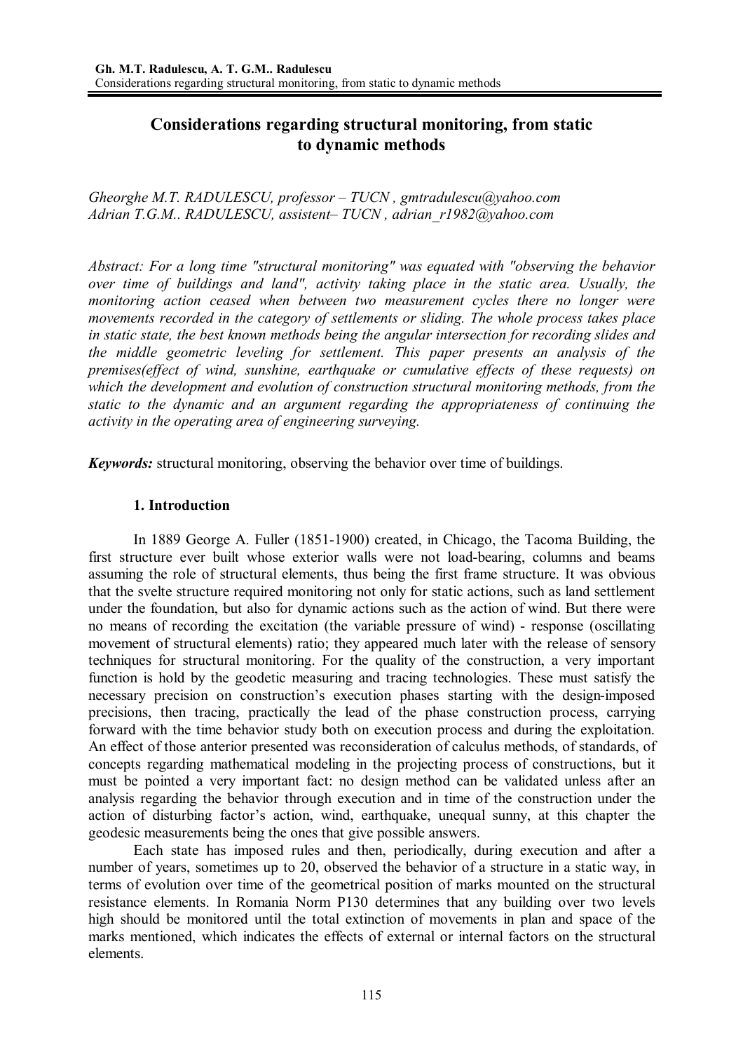# Considerations regarding structural monitoring, from static to dynamic methods

*Gheorghe M.T. RADULESCU, professor – TUCN , gmtradulescu@yahoo.com*
*Adrian T.G.M.. RADULESCU, assistent– TUCN , adrian_r1982@yahoo.com*

*Abstract: For a long time "structural monitoring" was equated with "observing the behavior over time of buildings and land", activity taking place in the static area. Usually, the monitoring action ceased when between two measurement cycles there no longer were movements recorded in the category of settlements or sliding. The whole process takes place in static state, the best known methods being the angular intersection for recording slides and the middle geometric leveling for settlement. This paper presents an analysis of the premises(effect of wind, sunshine, earthquake or cumulative effects of these requests) on which the development and evolution of construction structural monitoring methods, from the static to the dynamic and an argument regarding the appropriateness of continuing the activity in the operating area of engineering surveying.*

***Keywords:*** structural monitoring, observing the behavior over time of buildings.

## 1. Introduction

In 1889 George A. Fuller (1851-1900) created, in Chicago, the Tacoma Building, the first structure ever built whose exterior walls were not load-bearing, columns and beams assuming the role of structural elements, thus being the first frame structure. It was obvious that the svelte structure required monitoring not only for static actions, such as land settlement under the foundation, but also for dynamic actions such as the action of wind. But there were no means of recording the excitation (the variable pressure of wind) - response (oscillating movement of structural elements) ratio; they appeared much later with the release of sensory techniques for structural monitoring. For the quality of the construction, a very important function is hold by the geodetic measuring and tracing technologies. These must satisfy the necessary precision on construction's execution phases starting with the design-imposed precisions, then tracing, practically the lead of the phase construction process, carrying forward with the time behavior study both on execution process and during the exploitation. An effect of those anterior presented was reconsideration of calculus methods, of standards, of concepts regarding mathematical modeling in the projecting process of constructions, but it must be pointed a very important fact: no design method can be validated unless after an analysis regarding the behavior through execution and in time of the construction under the action of disturbing factor's action, wind, earthquake, unequal sunny, at this chapter the geodesic measurements being the ones that give possible answers.

Each state has imposed rules and then, periodically, during execution and after a number of years, sometimes up to 20, observed the behavior of a structure in a static way, in terms of evolution over time of the geometrical position of marks mounted on the structural resistance elements. In Romania Norm P130 determines that any building over two levels high should be monitored until the total extinction of movements in plan and space of the marks mentioned, which indicates the effects of external or internal factors on the structural elements.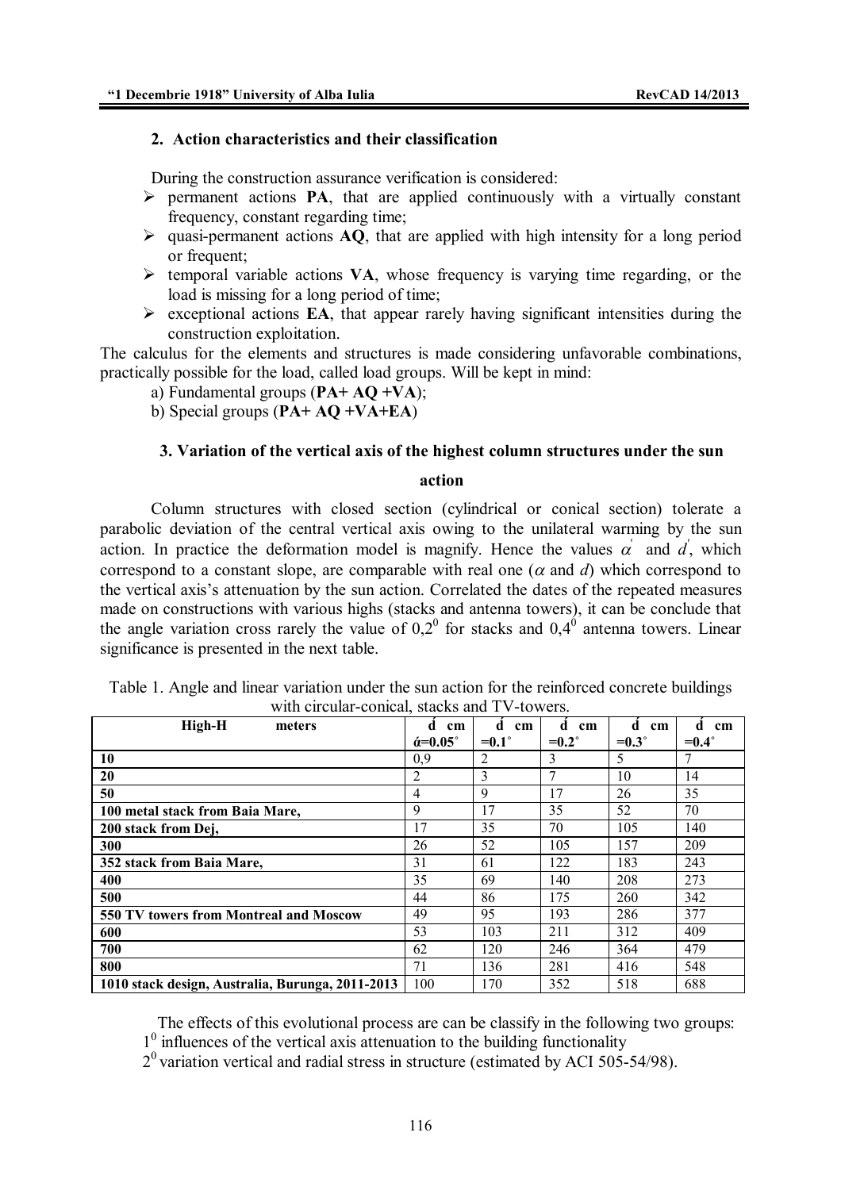## 2. Action characteristics and their classification

During the construction assurance verification is considered:

- permanent actions **PA**, that are applied continuously with a virtually constant frequency, constant regarding time;
- quasi-permanent actions **AQ**, that are applied with high intensity for a long period or frequent;
- temporal variable actions **VA**, whose frequency is varying time regarding, or the load is missing for a long period of time;
- exceptional actions **EA**, that appear rarely having significant intensities during the construction exploitation.

The calculus for the elements and structures is made considering unfavorable combinations, practically possible for the load, called load groups. Will be kept in mind:

a) Fundamental groups (**PA+ AQ +VA**);
b) Special groups (**PA+ AQ +VA+EA**)

## 3. Variation of the vertical axis of the highest column structures under the sun action

Column structures with closed section (cylindrical or conical section) tolerate a parabolic deviation of the central vertical axis owing to the unilateral warming by the sun action. In practice the deformation model is magnify. Hence the values $\alpha^{'}$ and $d^{'}$, which correspond to a constant slope, are comparable with real one ($\alpha$ and $d$) which correspond to the vertical axis's attenuation by the sun action. Correlated the dates of the repeated measures made on constructions with various highs (stacks and antenna towers), it can be conclude that the angle variation cross rarely the value of $0{,}2^0$ for stacks and $0{,}4^0$ antenna towers. Linear significance is presented in the next table.

Table 1. Angle and linear variation under the sun action for the reinforced concrete buildings with circular-conical, stacks and TV-towers.

| High-H meters | d́ cm ά=0.05° | d́ cm =0.1° | d́ cm =0.2° | d́ cm =0.3° | d́ cm =0.4° |
|---|---|---|---|---|---|
| **10** | 0,9 | 2 | 3 | 5 | 7 |
| **20** | 2 | 3 | 7 | 10 | 14 |
| **50** | 4 | 9 | 17 | 26 | 35 |
| **100 metal stack from Baia Mare,** | 9 | 17 | 35 | 52 | 70 |
| **200 stack from Dej,** | 17 | 35 | 70 | 105 | 140 |
| **300** | 26 | 52 | 105 | 157 | 209 |
| **352 stack from Baia Mare,** | 31 | 61 | 122 | 183 | 243 |
| **400** | 35 | 69 | 140 | 208 | 273 |
| **500** | 44 | 86 | 175 | 260 | 342 |
| **550 TV towers from Montreal and Moscow** | 49 | 95 | 193 | 286 | 377 |
| **600** | 53 | 103 | 211 | 312 | 409 |
| **700** | 62 | 120 | 246 | 364 | 479 |
| **800** | 71 | 136 | 281 | 416 | 548 |
| **1010 stack design, Australia, Burunga, 2011-2013** | 100 | 170 | 352 | 518 | 688 |

The effects of this evolutional process are can be classify in the following two groups:

$1^0$ influences of the vertical axis attenuation to the building functionality

$2^0$ variation vertical and radial stress in structure (estimated by ACI 505-54/98).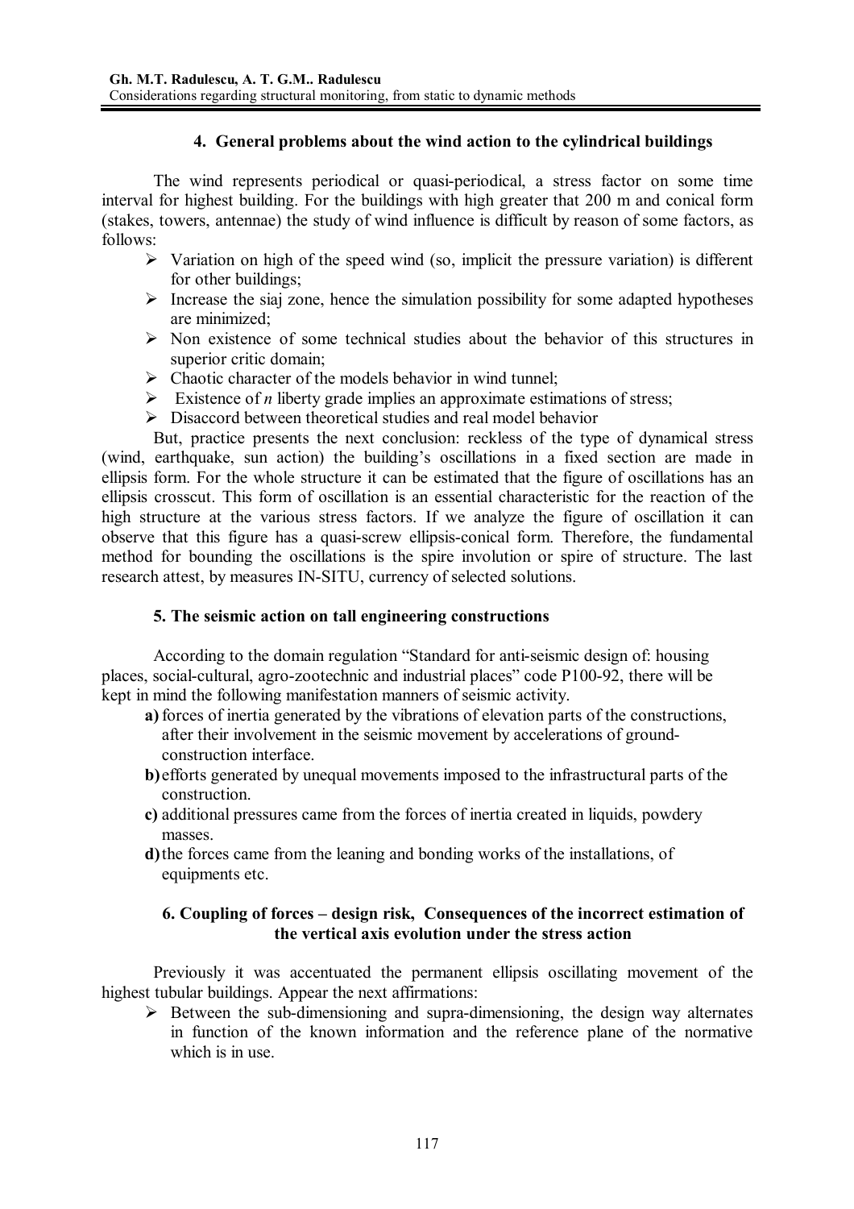## 4. General problems about the wind action to the cylindrical buildings

The wind represents periodical or quasi-periodical, a stress factor on some time interval for highest building. For the buildings with high greater that 200 m and conical form (stakes, towers, antennae) the study of wind influence is difficult by reason of some factors, as follows:

- Variation on high of the speed wind (so, implicit the pressure variation) is different for other buildings;
- Increase the siaj zone, hence the simulation possibility for some adapted hypotheses are minimized;
- Non existence of some technical studies about the behavior of this structures in superior critic domain;
- Chaotic character of the models behavior in wind tunnel;
- Existence of *n* liberty grade implies an approximate estimations of stress;
- Disaccord between theoretical studies and real model behavior

But, practice presents the next conclusion: reckless of the type of dynamical stress (wind, earthquake, sun action) the building's oscillations in a fixed section are made in ellipsis form. For the whole structure it can be estimated that the figure of oscillations has an ellipsis crosscut. This form of oscillation is an essential characteristic for the reaction of the high structure at the various stress factors. If we analyze the figure of oscillation it can observe that this figure has a quasi-screw ellipsis-conical form. Therefore, the fundamental method for bounding the oscillations is the spire involution or spire of structure. The last research attest, by measures IN-SITU, currency of selected solutions.

## 5. The seismic action on tall engineering constructions

According to the domain regulation "Standard for anti-seismic design of: housing places, social-cultural, agro-zootechnic and industrial places" code P100-92, there will be kept in mind the following manifestation manners of seismic activity.

**a)** forces of inertia generated by the vibrations of elevation parts of the constructions, after their involvement in the seismic movement by accelerations of ground-construction interface.

**b)** efforts generated by unequal movements imposed to the infrastructural parts of the construction.

**c)** additional pressures came from the forces of inertia created in liquids, powdery masses.

**d)** the forces came from the leaning and bonding works of the installations, of equipments etc.

## 6. Coupling of forces – design risk, Consequences of the incorrect estimation of the vertical axis evolution under the stress action

Previously it was accentuated the permanent ellipsis oscillating movement of the highest tubular buildings. Appear the next affirmations:

- Between the sub-dimensioning and supra-dimensioning, the design way alternates in function of the known information and the reference plane of the normative which is in use.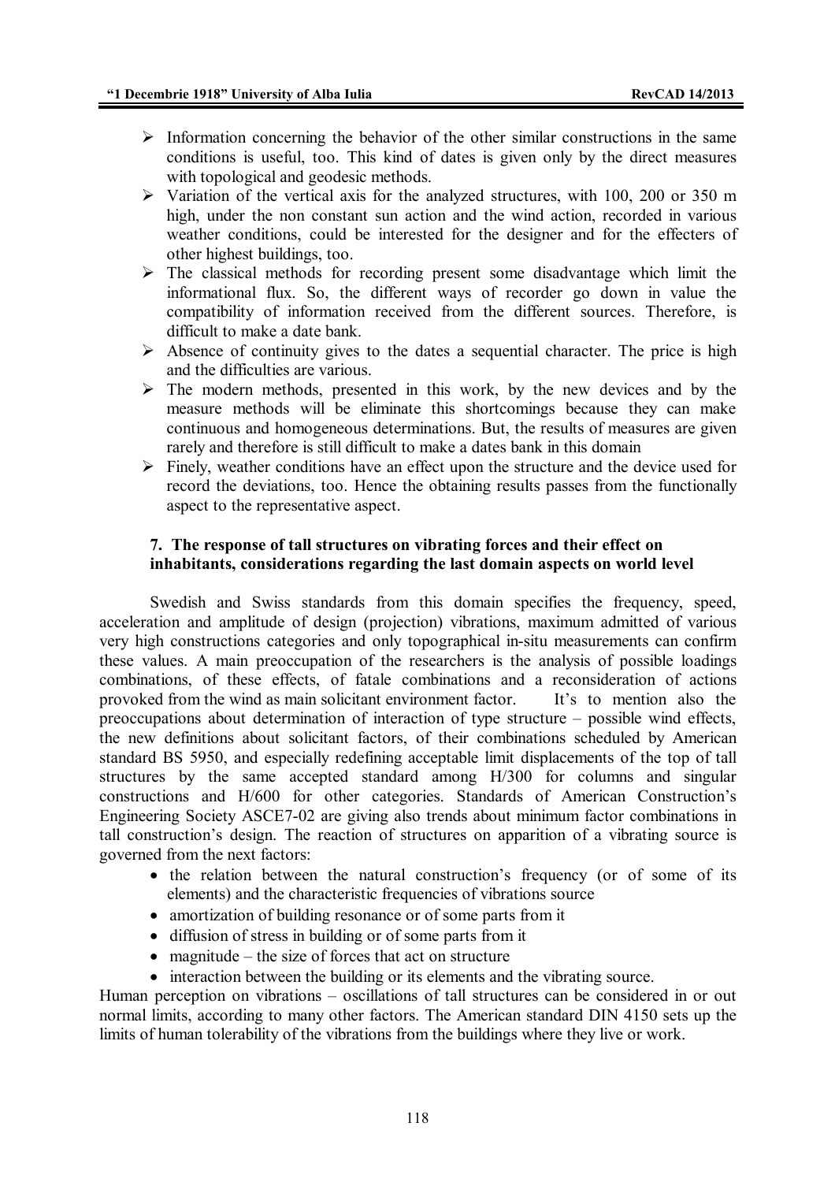- Information concerning the behavior of the other similar constructions in the same conditions is useful, too. This kind of dates is given only by the direct measures with topological and geodesic methods.
- Variation of the vertical axis for the analyzed structures, with 100, 200 or 350 m high, under the non constant sun action and the wind action, recorded in various weather conditions, could be interested for the designer and for the effecters of other highest buildings, too.
- The classical methods for recording present some disadvantage which limit the informational flux. So, the different ways of recorder go down in value the compatibility of information received from the different sources. Therefore, is difficult to make a date bank.
- Absence of continuity gives to the dates a sequential character. The price is high and the difficulties are various.
- The modern methods, presented in this work, by the new devices and by the measure methods will be eliminate this shortcomings because they can make continuous and homogeneous determinations. But, the results of measures are given rarely and therefore is still difficult to make a dates bank in this domain
- Finely, weather conditions have an effect upon the structure and the device used for record the deviations, too. Hence the obtaining results passes from the functionally aspect to the representative aspect.

## 7. The response of tall structures on vibrating forces and their effect on inhabitants, considerations regarding the last domain aspects on world level

Swedish and Swiss standards from this domain specifies the frequency, speed, acceleration and amplitude of design (projection) vibrations, maximum admitted of various very high constructions categories and only topographical in-situ measurements can confirm these values. A main preoccupation of the researchers is the analysis of possible loadings combinations, of these effects, of fatale combinations and a reconsideration of actions provoked from the wind as main solicitant environment factor. It's to mention also the preoccupations about determination of interaction of type structure – possible wind effects, the new definitions about solicitant factors, of their combinations scheduled by American standard BS 5950, and especially redefining acceptable limit displacements of the top of tall structures by the same accepted standard among H/300 for columns and singular constructions and H/600 for other categories. Standards of American Construction's Engineering Society ASCE7-02 are giving also trends about minimum factor combinations in tall construction's design. The reaction of structures on apparition of a vibrating source is governed from the next factors:

- the relation between the natural construction's frequency (or of some of its elements) and the characteristic frequencies of vibrations source
- amortization of building resonance or of some parts from it
- diffusion of stress in building or of some parts from it
- magnitude – the size of forces that act on structure
- interaction between the building or its elements and the vibrating source.

Human perception on vibrations – oscillations of tall structures can be considered in or out normal limits, according to many other factors. The American standard DIN 4150 sets up the limits of human tolerability of the vibrations from the buildings where they live or work.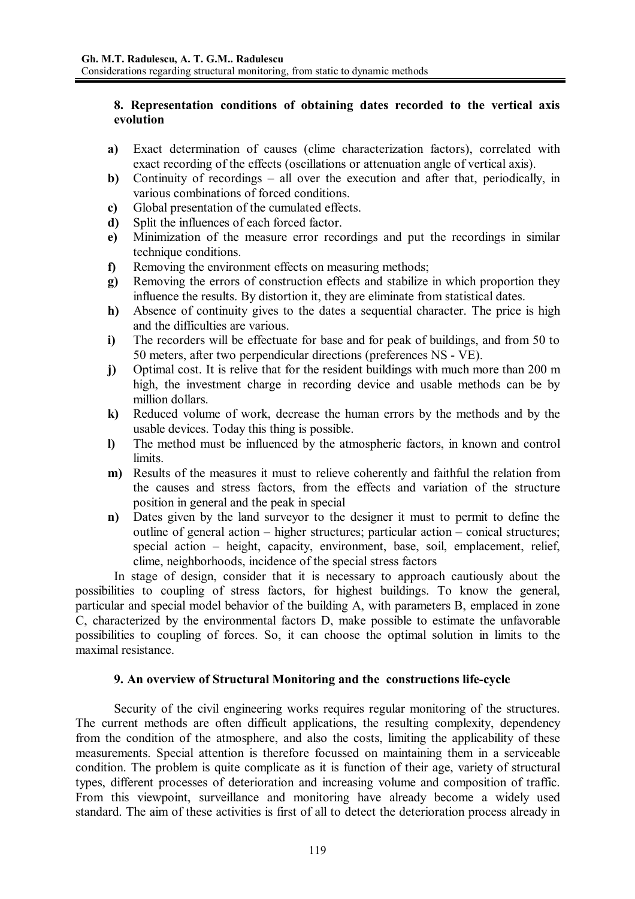## 8. Representation conditions of obtaining dates recorded to the vertical axis evolution

- **a)** Exact determination of causes (clime characterization factors), correlated with exact recording of the effects (oscillations or attenuation angle of vertical axis).
- **b)** Continuity of recordings – all over the execution and after that, periodically, in various combinations of forced conditions.
- **c)** Global presentation of the cumulated effects.
- **d)** Split the influences of each forced factor.
- **e)** Minimization of the measure error recordings and put the recordings in similar technique conditions.
- **f)** Removing the environment effects on measuring methods;
- **g)** Removing the errors of construction effects and stabilize in which proportion they influence the results. By distortion it, they are eliminate from statistical dates.
- **h)** Absence of continuity gives to the dates a sequential character. The price is high and the difficulties are various.
- **i)** The recorders will be effectuate for base and for peak of buildings, and from 50 to 50 meters, after two perpendicular directions (preferences NS - VE).
- **j)** Optimal cost. It is relive that for the resident buildings with much more than 200 m high, the investment charge in recording device and usable methods can be by million dollars.
- **k)** Reduced volume of work, decrease the human errors by the methods and by the usable devices. Today this thing is possible.
- **l)** The method must be influenced by the atmospheric factors, in known and control limits.
- **m)** Results of the measures it must to relieve coherently and faithful the relation from the causes and stress factors, from the effects and variation of the structure position in general and the peak in special
- **n)** Dates given by the land surveyor to the designer it must to permit to define the outline of general action – higher structures; particular action – conical structures; special action – height, capacity, environment, base, soil, emplacement, relief, clime, neighborhoods, incidence of the special stress factors

In stage of design, consider that it is necessary to approach cautiously about the possibilities to coupling of stress factors, for highest buildings. To know the general, particular and special model behavior of the building A, with parameters B, emplaced in zone C, characterized by the environmental factors D, make possible to estimate the unfavorable possibilities to coupling of forces. So, it can choose the optimal solution in limits to the maximal resistance.

## 9. An overview of Structural Monitoring and the constructions life-cycle

Security of the civil engineering works requires regular monitoring of the structures. The current methods are often difficult applications, the resulting complexity, dependency from the condition of the atmosphere, and also the costs, limiting the applicability of these measurements. Special attention is therefore focussed on maintaining them in a serviceable condition. The problem is quite complicate as it is function of their age, variety of structural types, different processes of deterioration and increasing volume and composition of traffic. From this viewpoint, surveillance and monitoring have already become a widely used standard. The aim of these activities is first of all to detect the deterioration process already in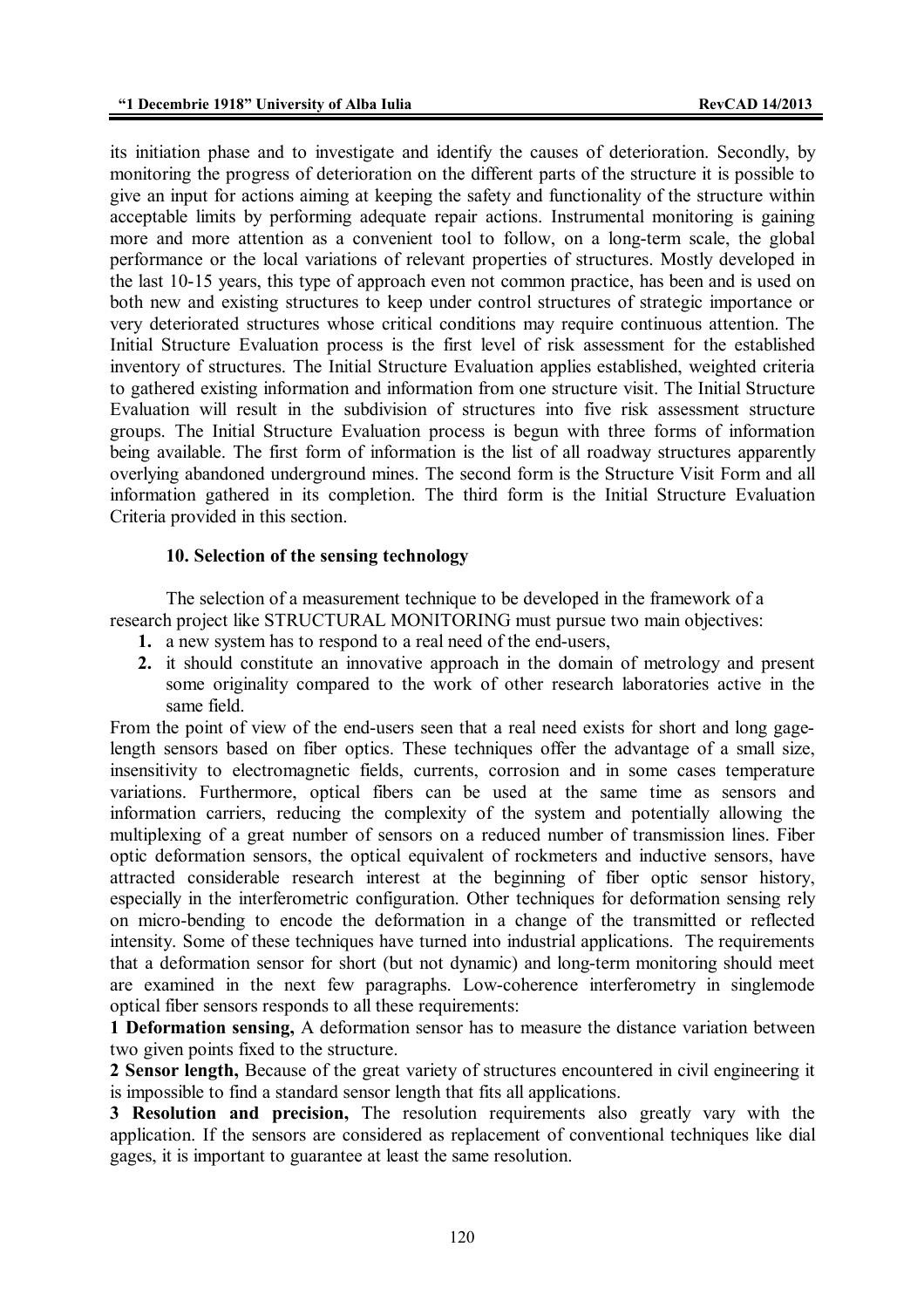its initiation phase and to investigate and identify the causes of deterioration. Secondly, by monitoring the progress of deterioration on the different parts of the structure it is possible to give an input for actions aiming at keeping the safety and functionality of the structure within acceptable limits by performing adequate repair actions. Instrumental monitoring is gaining more and more attention as a convenient tool to follow, on a long-term scale, the global performance or the local variations of relevant properties of structures. Mostly developed in the last 10-15 years, this type of approach even not common practice, has been and is used on both new and existing structures to keep under control structures of strategic importance or very deteriorated structures whose critical conditions may require continuous attention. The Initial Structure Evaluation process is the first level of risk assessment for the established inventory of structures. The Initial Structure Evaluation applies established, weighted criteria to gathered existing information and information from one structure visit. The Initial Structure Evaluation will result in the subdivision of structures into five risk assessment structure groups. The Initial Structure Evaluation process is begun with three forms of information being available. The first form of information is the list of all roadway structures apparently overlying abandoned underground mines. The second form is the Structure Visit Form and all information gathered in its completion. The third form is the Initial Structure Evaluation Criteria provided in this section.

## 10. Selection of the sensing technology

The selection of a measurement technique to be developed in the framework of a research project like STRUCTURAL MONITORING must pursue two main objectives:

1. a new system has to respond to a real need of the end-users,
2. it should constitute an innovative approach in the domain of metrology and present some originality compared to the work of other research laboratories active in the same field.

From the point of view of the end-users seen that a real need exists for short and long gage-length sensors based on fiber optics. These techniques offer the advantage of a small size, insensitivity to electromagnetic fields, currents, corrosion and in some cases temperature variations. Furthermore, optical fibers can be used at the same time as sensors and information carriers, reducing the complexity of the system and potentially allowing the multiplexing of a great number of sensors on a reduced number of transmission lines. Fiber optic deformation sensors, the optical equivalent of rockmeters and inductive sensors, have attracted considerable research interest at the beginning of fiber optic sensor history, especially in the interferometric configuration. Other techniques for deformation sensing rely on micro-bending to encode the deformation in a change of the transmitted or reflected intensity. Some of these techniques have turned into industrial applications. The requirements that a deformation sensor for short (but not dynamic) and long-term monitoring should meet are examined in the next few paragraphs. Low-coherence interferometry in singlemode optical fiber sensors responds to all these requirements:

**1 Deformation sensing,** A deformation sensor has to measure the distance variation between two given points fixed to the structure.

**2 Sensor length,** Because of the great variety of structures encountered in civil engineering it is impossible to find a standard sensor length that fits all applications.

**3 Resolution and precision,** The resolution requirements also greatly vary with the application. If the sensors are considered as replacement of conventional techniques like dial gages, it is important to guarantee at least the same resolution.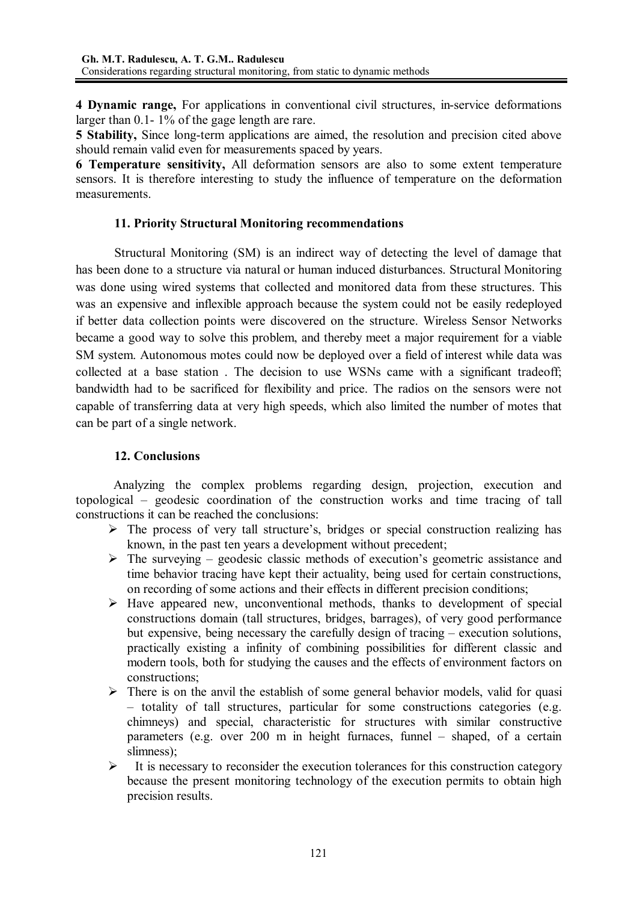**4 Dynamic range,** For applications in conventional civil structures, in-service deformations larger than 0.1- 1% of the gage length are rare.

**5 Stability,** Since long-term applications are aimed, the resolution and precision cited above should remain valid even for measurements spaced by years.

**6 Temperature sensitivity,** All deformation sensors are also to some extent temperature sensors. It is therefore interesting to study the influence of temperature on the deformation measurements.

## 11. Priority Structural Monitoring recommendations

Structural Monitoring (SM) is an indirect way of detecting the level of damage that has been done to a structure via natural or human induced disturbances. Structural Monitoring was done using wired systems that collected and monitored data from these structures. This was an expensive and inflexible approach because the system could not be easily redeployed if better data collection points were discovered on the structure. Wireless Sensor Networks became a good way to solve this problem, and thereby meet a major requirement for a viable SM system. Autonomous motes could now be deployed over a field of interest while data was collected at a base station . The decision to use WSNs came with a significant tradeoff; bandwidth had to be sacrificed for flexibility and price. The radios on the sensors were not capable of transferring data at very high speeds, which also limited the number of motes that can be part of a single network.

## 12. Conclusions

Analyzing the complex problems regarding design, projection, execution and topological – geodesic coordination of the construction works and time tracing of tall constructions it can be reached the conclusions:

- The process of very tall structure's, bridges or special construction realizing has known, in the past ten years a development without precedent;
- The surveying – geodesic classic methods of execution's geometric assistance and time behavior tracing have kept their actuality, being used for certain constructions, on recording of some actions and their effects in different precision conditions;
- Have appeared new, unconventional methods, thanks to development of special constructions domain (tall structures, bridges, barrages), of very good performance but expensive, being necessary the carefully design of tracing – execution solutions, practically existing a infinity of combining possibilities for different classic and modern tools, both for studying the causes and the effects of environment factors on constructions;
- There is on the anvil the establish of some general behavior models, valid for quasi – totality of tall structures, particular for some constructions categories (e.g. chimneys) and special, characteristic for structures with similar constructive parameters (e.g. over 200 m in height furnaces, funnel – shaped, of a certain slimness);
- It is necessary to reconsider the execution tolerances for this construction category because the present monitoring technology of the execution permits to obtain high precision results.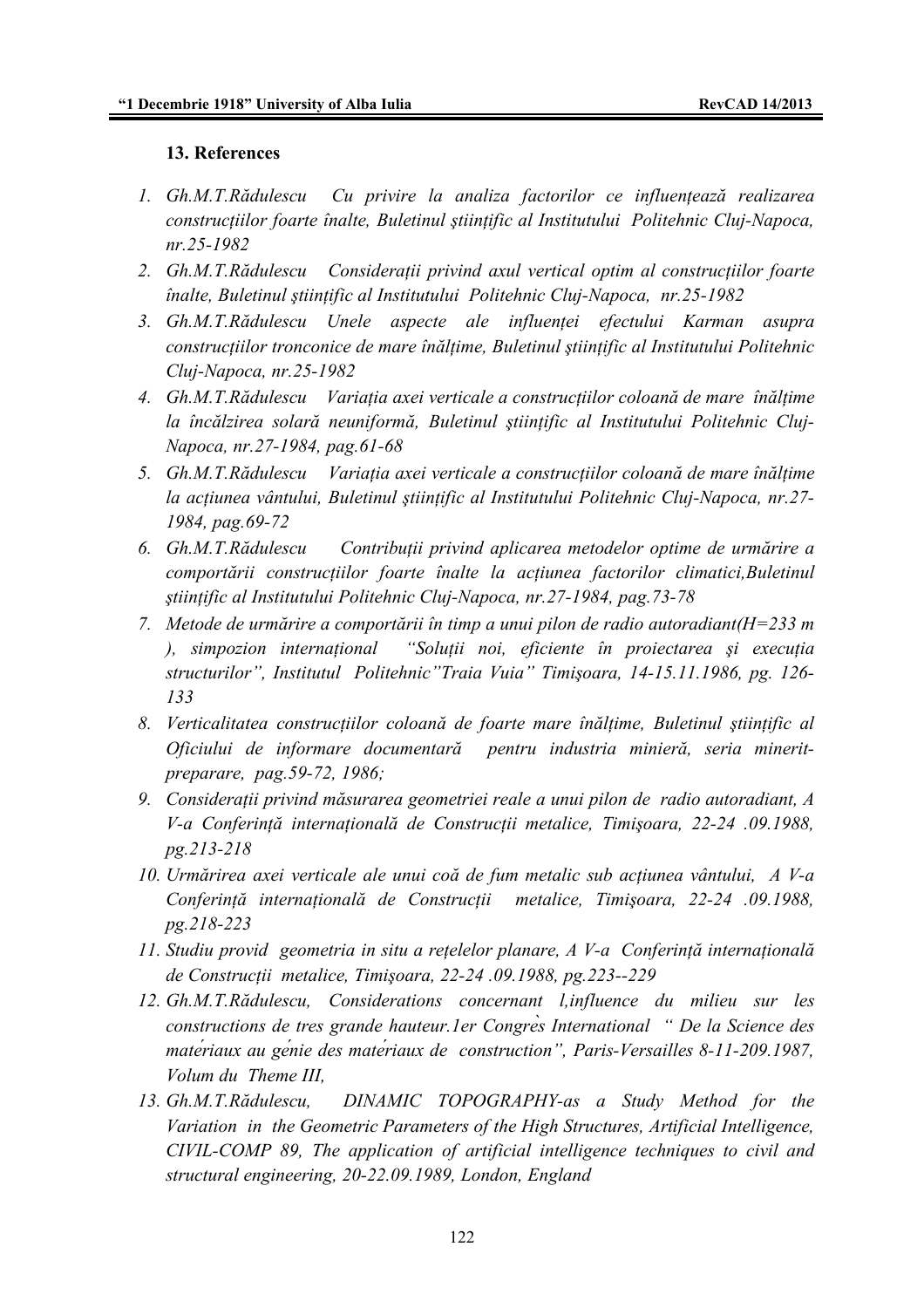### 13. References

1. *Gh.M.T.Rădulescu Cu privire la analiza factorilor ce influențează realizarea construcțiilor foarte înalte, Buletinul ştiințific al Institutului Politehnic Cluj-Napoca, nr.25-1982*
2. *Gh.M.T.Rădulescu Considerații privind axul vertical optim al construcțiilor foarte înalte, Buletinul ştiințific al Institutului Politehnic Cluj-Napoca, nr.25-1982*
3. *Gh.M.T.Rădulescu Unele aspecte ale influenței efectului Karman asupra construcțiilor tronconice de mare înălțime, Buletinul ştiințific al Institutului Politehnic Cluj-Napoca, nr.25-1982*
4. *Gh.M.T.Rădulescu Variația axei verticale a construcțiilor coloană de mare înălțime la încălzirea solară neuniformă, Buletinul ştiințific al Institutului Politehnic Cluj-Napoca, nr.27-1984, pag.61-68*
5. *Gh.M.T.Rădulescu Variația axei verticale a construcțiilor coloană de mare înălțime la acțiunea vântului, Buletinul ştiințific al Institutului Politehnic Cluj-Napoca, nr.27-1984, pag.69-72*
6. *Gh.M.T.Rădulescu Contribuții privind aplicarea metodelor optime de urmărire a comportării construcțiilor foarte înalte la acțiunea factorilor climatici,Buletinul ştiințific al Institutului Politehnic Cluj-Napoca, nr.27-1984, pag.73-78*
7. *Metode de urmărire a comportării în timp a unui pilon de radio autoradiant(H=233 m ), simpozion internațional "Soluții noi, eficiente în proiectarea şi execuția structurilor", Institutul Politehnic"Traia Vuia" Timişoara, 14-15.11.1986, pg. 126-133*
8. *Verticalitatea construcțiilor coloană de foarte mare înălțime, Buletinul ştiințific al Oficiului de informare documentară pentru industria minieră, seria minerit-preparare, pag.59-72, 1986;*
9. *Considerații privind măsurarea geometriei reale a unui pilon de radio autoradiant, A V-a Conferință internațională de Construcții metalice, Timişoara, 22-24 .09.1988, pg.213-218*
10. *Urmărirea axei verticale ale unui coă de fum metalic sub acțiunea vântului, A V-a Conferință internațională de Construcții metalice, Timişoara, 22-24 .09.1988, pg.218-223*
11. *Studiu provid geometria in situ a rețelelor planare, A V-a Conferință internațională de Construcții metalice, Timişoara, 22-24 .09.1988, pg.223--229*
12. *Gh.M.T.Rădulescu, Considerations concernant l,influence du milieu sur les constructions de tres grande hauteur.1er Congrès International " De la Science des matériaux au génie des matériaux de construction", Paris-Versailles 8-11-209.1987, Volum du Theme III,*
13. *Gh.M.T.Rădulescu, DINAMIC TOPOGRAPHY-as a Study Method for the Variation in the Geometric Parameters of the High Structures, Artificial Intelligence, CIVIL-COMP 89, The application of artificial intelligence techniques to civil and structural engineering, 20-22.09.1989, London, England*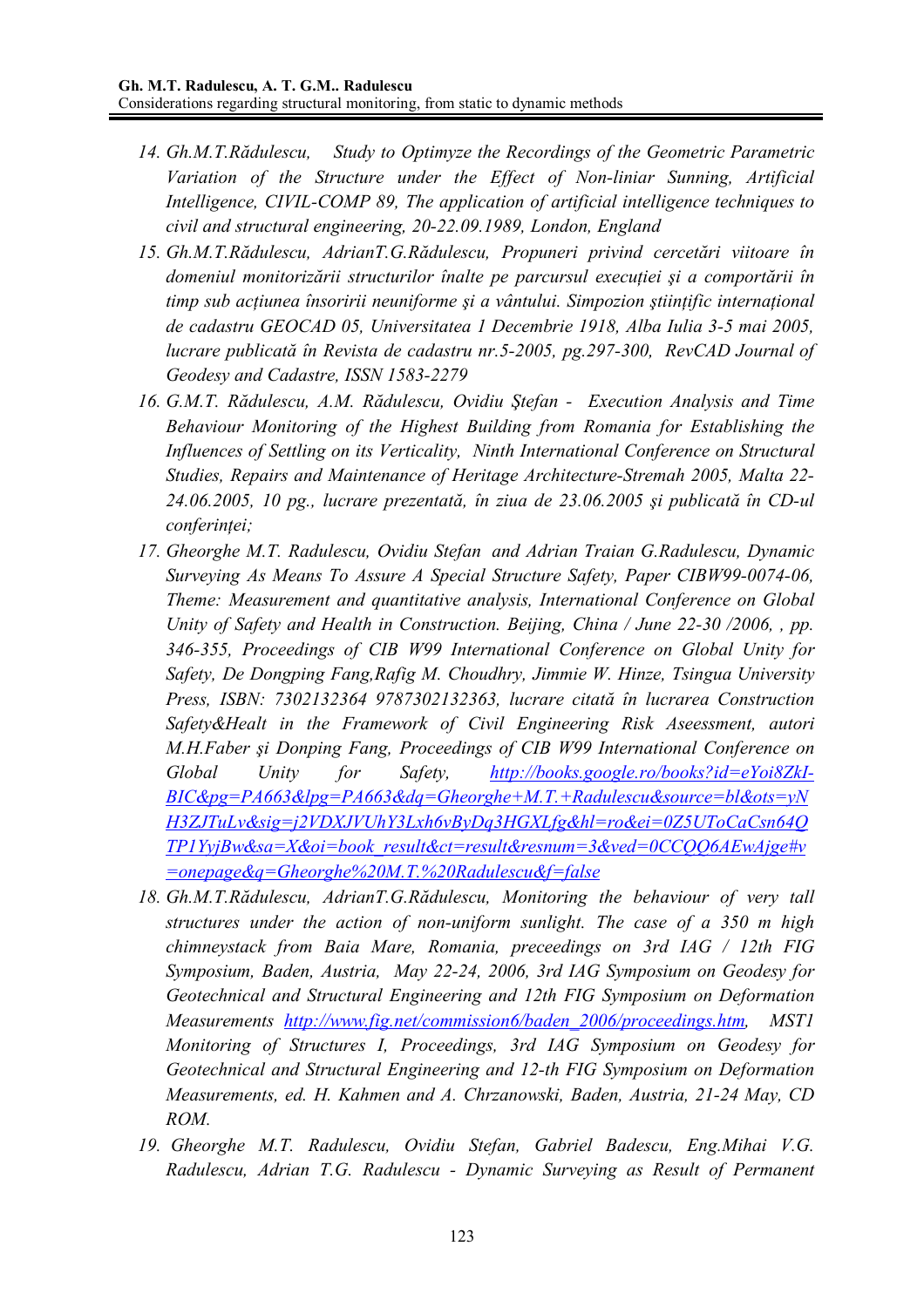14. *Gh.M.T.Rădulescu, Study to Optimyze the Recordings of the Geometric Parametric Variation of the Structure under the Effect of Non-liniar Sunning, Artificial Intelligence, CIVIL-COMP 89, The application of artificial intelligence techniques to civil and structural engineering, 20-22.09.1989, London, England*
15. *Gh.M.T.Rădulescu, AdrianT.G.Rădulescu, Propuneri privind cercetări viitoare în domeniul monitorizării structurilor înalte pe parcursul execuției şi a comportării în timp sub acțiunea însoririi neuniforme şi a vântului. Simpozion ştiințific internațional de cadastru GEOCAD 05, Universitatea 1 Decembrie 1918, Alba Iulia 3-5 mai 2005, lucrare publicată în Revista de cadastru nr.5-2005, pg.297-300, RevCAD Journal of Geodesy and Cadastre, ISSN 1583-2279*
16. *G.M.T. Rădulescu, A.M. Rădulescu, Ovidiu Ştefan - Execution Analysis and Time Behaviour Monitoring of the Highest Building from Romania for Establishing the Influences of Settling on its Verticality, Ninth International Conference on Structural Studies, Repairs and Maintenance of Heritage Architecture-Stremah 2005, Malta 22-24.06.2005, 10 pg., lucrare prezentată, în ziua de 23.06.2005 şi publicată în CD-ul conferinței;*
17. *Gheorghe M.T. Radulescu, Ovidiu Stefan and Adrian Traian G.Radulescu, Dynamic Surveying As Means To Assure A Special Structure Safety, Paper CIBW99-0074-06, Theme: Measurement and quantitative analysis, International Conference on Global Unity of Safety and Health in Construction. Beijing, China / June 22-30 /2006, , pp. 346-355, Proceedings of CIB W99 International Conference on Global Unity for Safety, De Dongping Fang,Rafig M. Choudhry, Jimmie W. Hinze, Tsingua University Press, ISBN: 7302132364 9787302132363, lucrare citată în lucrarea Construction Safety&Healt in the Framework of Civil Engineering Risk Aseessment, autori M.H.Faber şi Donping Fang, Proceedings of CIB W99 International Conference on Global Unity for Safety, http://books.google.ro/books?id=eYoi8ZkI-BIC&pg=PA663&lpg=PA663&dq=Gheorghe+M.T.+Radulescu&source=bl&ots=yNH3ZJTuLv&sig=j2VDXJVUhY3Lxh6vByDq3HGXLfg&hl=ro&ei=0Z5UToCaCsn64QTP1YyjBw&sa=X&oi=book_result&ct=result&resnum=3&ved=0CCQQ6AEwAjge#v=onepage&q=Gheorghe%20M.T.%20Radulescu&f=false*
18. *Gh.M.T.Rădulescu, AdrianT.G.Rădulescu, Monitoring the behaviour of very tall structures under the action of non-uniform sunlight. The case of a 350 m high chimneystack from Baia Mare, Romania, preceedings on 3rd IAG / 12th FIG Symposium, Baden, Austria, May 22-24, 2006, 3rd IAG Symposium on Geodesy for Geotechnical and Structural Engineering and 12th FIG Symposium on Deformation Measurements http://www.fig.net/commission6/baden_2006/proceedings.htm, MST1 Monitoring of Structures I, Proceedings, 3rd IAG Symposium on Geodesy for Geotechnical and Structural Engineering and 12-th FIG Symposium on Deformation Measurements, ed. H. Kahmen and A. Chrzanowski, Baden, Austria, 21-24 May, CD ROM.*
19. *Gheorghe M.T. Radulescu, Ovidiu Stefan, Gabriel Badescu, Eng.Mihai V.G. Radulescu, Adrian T.G. Radulescu - Dynamic Surveying as Result of Permanent*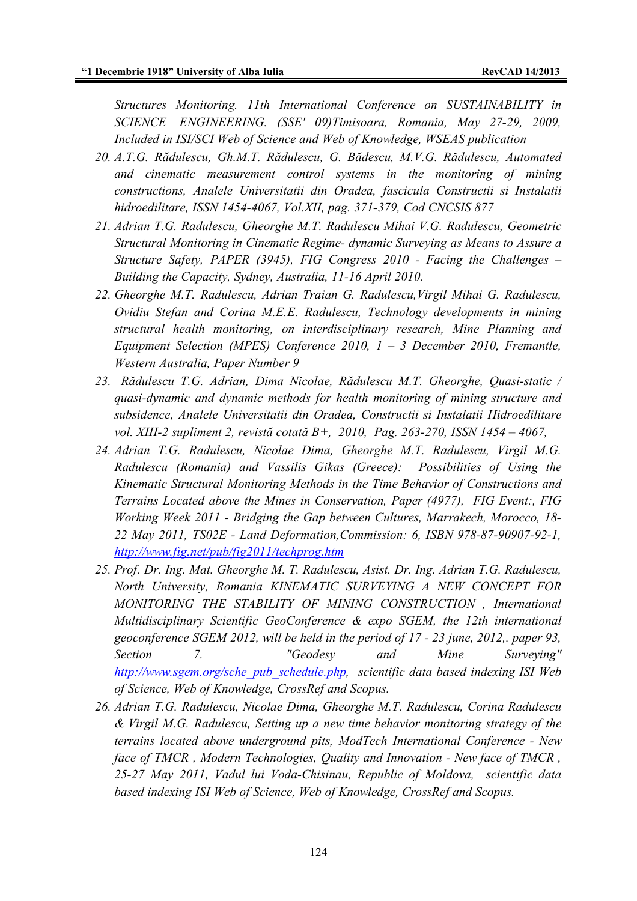*Structures Monitoring. 11th International Conference on SUSTAINABILITY in SCIENCE ENGINEERING. (SSE' 09)Timisoara, Romania, May 27-29, 2009, Included in ISI/SCI Web of Science and Web of Knowledge, WSEAS publication*

20. *A.T.G. Rădulescu, Gh.M.T. Rădulescu, G. Bădescu, M.V.G. Rădulescu, Automated and cinematic measurement control systems in the monitoring of mining constructions, Analele Universitatii din Oradea, fascicula Constructii si Instalatii hidroedilitare, ISSN 1454-4067, Vol.XII, pag. 371-379, Cod CNCSIS 877*
21. *Adrian T.G. Radulescu, Gheorghe M.T. Radulescu Mihai V.G. Radulescu, Geometric Structural Monitoring in Cinematic Regime- dynamic Surveying as Means to Assure a Structure Safety, PAPER (3945), FIG Congress 2010 - Facing the Challenges – Building the Capacity, Sydney, Australia, 11-16 April 2010.*
22. *Gheorghe M.T. Radulescu, Adrian Traian G. Radulescu,Virgil Mihai G. Radulescu, Ovidiu Stefan and Corina M.E.E. Radulescu, Technology developments in mining structural health monitoring, on interdisciplinary research, Mine Planning and Equipment Selection (MPES) Conference 2010, 1 – 3 December 2010, Fremantle, Western Australia, Paper Number 9*
23. *Rădulescu T.G. Adrian, Dima Nicolae, Rădulescu M.T. Gheorghe, Quasi-static / quasi-dynamic and dynamic methods for health monitoring of mining structure and subsidence, Analele Universitatii din Oradea, Constructii si Instalatii Hidroedilitare vol. XIII-2 supliment 2, revistă cotată B+, 2010, Pag. 263-270, ISSN 1454 – 4067,*
24. *Adrian T.G. Radulescu, Nicolae Dima, Gheorghe M.T. Radulescu, Virgil M.G. Radulescu (Romania) and Vassilis Gikas (Greece): Possibilities of Using the Kinematic Structural Monitoring Methods in the Time Behavior of Constructions and Terrains Located above the Mines in Conservation, Paper (4977), FIG Event:, FIG Working Week 2011 - Bridging the Gap between Cultures, Marrakech, Morocco, 18-22 May 2011, TS02E - Land Deformation,Commission: 6, ISBN 978-87-90907-92-1,* *http://www.fig.net/pub/fig2011/techprog.htm*
25. *Prof. Dr. Ing. Mat. Gheorghe M. T. Radulescu, Asist. Dr. Ing. Adrian T.G. Radulescu, North University, Romania KINEMATIC SURVEYING A NEW CONCEPT FOR MONITORING THE STABILITY OF MINING CONSTRUCTION , International Multidisciplinary Scientific GeoConference & expo SGEM, the 12th international geoconference SGEM 2012, will be held in the period of 17 - 23 june, 2012,. paper 93, Section 7. "Geodesy and Mine Surveying"* *http://www.sgem.org/sche_pub_schedule.php, scientific data based indexing ISI Web of Science, Web of Knowledge, CrossRef and Scopus.*
26. *Adrian T.G. Radulescu, Nicolae Dima, Gheorghe M.T. Radulescu, Corina Radulescu & Virgil M.G. Radulescu, Setting up a new time behavior monitoring strategy of the terrains located above underground pits, ModTech International Conference - New face of TMCR , Modern Technologies, Quality and Innovation - New face of TMCR , 25-27 May 2011, Vadul lui Voda-Chisinau, Republic of Moldova, scientific data based indexing ISI Web of Science, Web of Knowledge, CrossRef and Scopus.*